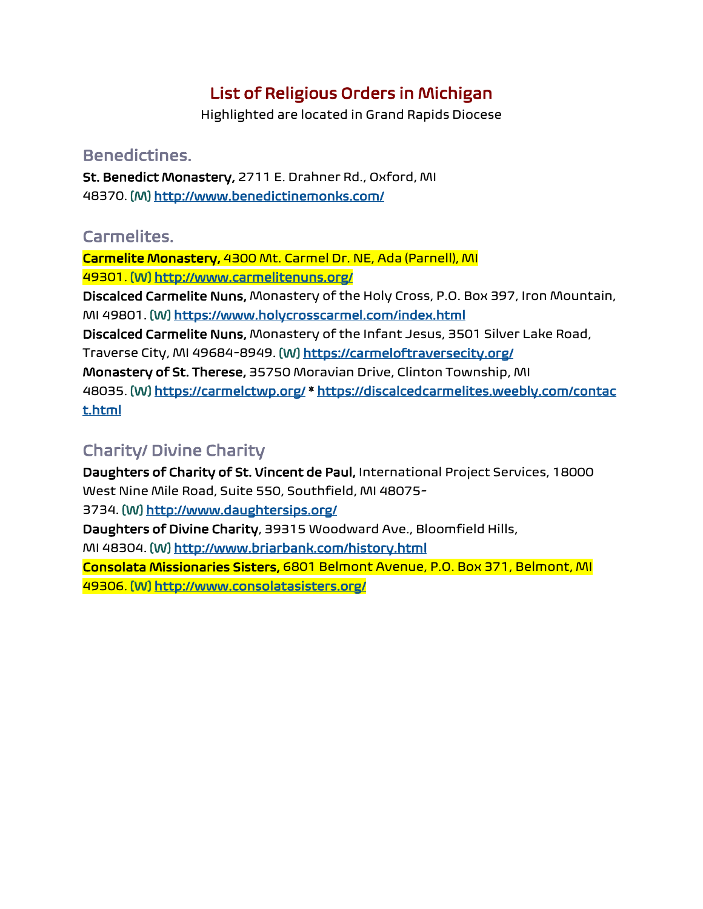# List of Religious Orders in Michigan

Highlighted are located in Grand Rapids Diocese

## Benedictines.

**St. Benedict Monastery,** 2711 E. Drahner Rd., Oxford, MI 48370. **(M)** **http://www.benedictinemonks.com/**

## Carmelites.

**Carmelite Monastery,** 4300 Mt. Carmel Dr. NE, Ada (Parnell), MI 49301. **(W)** **http://www.carmelitenuns.org/**

**Discalced Carmelite Nuns,** Monastery of the Holy Cross, P.O. Box 397, Iron Mountain, MI 49801. **(W)** **https://www.holycrosscarmel.com/index.html**

**Discalced Carmelite Nuns,** Monastery of the Infant Jesus, 3501 Silver Lake Road, Traverse City, MI 49684-8949. **(W)** **https://carmeloftraversecity.org/**

**Monastery of St. Therese,** 35750 Moravian Drive, Clinton Township, MI 48035. **(W)** **https://carmelctwp.org/** * **https://discalcedcarmelites.weebly.com/contact.html**

## Charity/ Divine Charity

**Daughters of Charity of St. Vincent de Paul,** International Project Services, 18000 West Nine Mile Road, Suite 550, Southfield, MI 48075-3734. **(W)** **http://www.daughtersips.org/**

**Daughters of Divine Charity**, 39315 Woodward Ave., Bloomfield Hills, MI 48304. **(W)** **http://www.briarbank.com/history.html**

**Consolata Missionaries Sisters,** 6801 Belmont Avenue, P.O. Box 371, Belmont, MI 49306. **(W)** **http://www.consolatasisters.org/**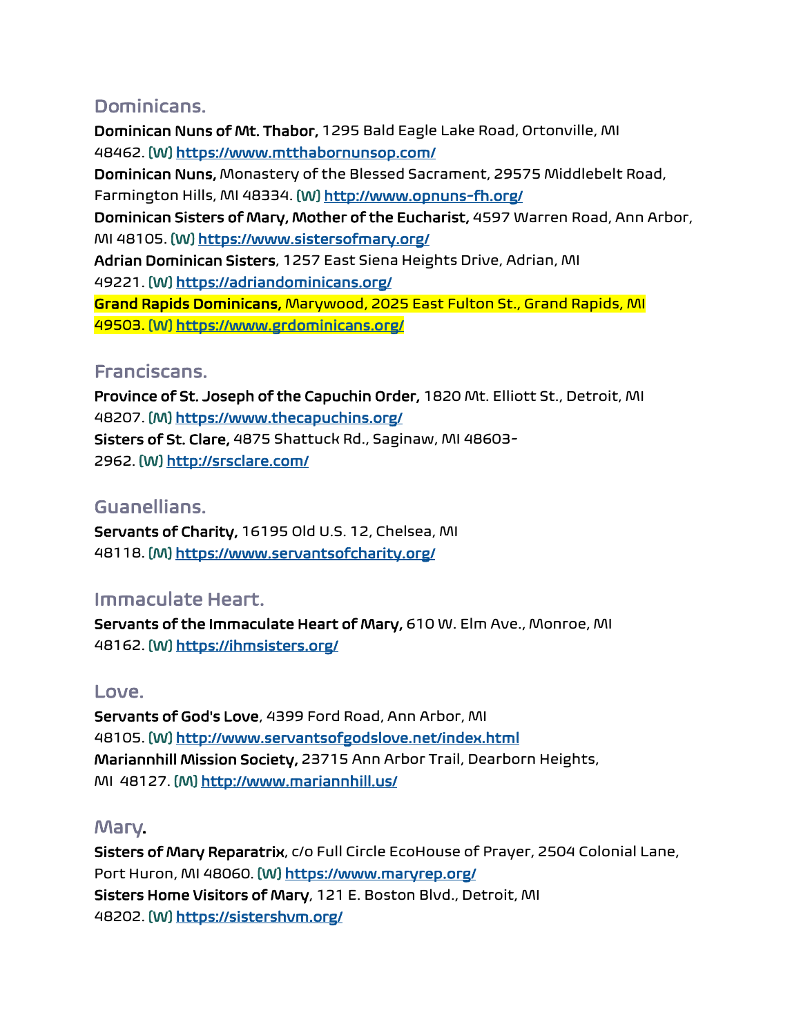## Dominicans.

**Dominican Nuns of Mt. Thabor,** 1295 Bald Eagle Lake Road, Ortonville, MI 48462. **(W)** [https://www.mtthabornunsop.com/](https://www.mtthabornunsop.com/)
**Dominican Nuns,** Monastery of the Blessed Sacrament, 29575 Middlebelt Road, Farmington Hills, MI 48334. **(W)** [http://www.opnuns-fh.org/](http://www.opnuns-fh.org/)
**Dominican Sisters of Mary, Mother of the Eucharist,** 4597 Warren Road, Ann Arbor, MI 48105. **(W)** [https://www.sistersofmary.org/](https://www.sistersofmary.org/)
**Adrian Dominican Sisters**, 1257 East Siena Heights Drive, Adrian, MI 49221. **(W)** [https://adriandominicans.org/](https://adriandominicans.org/)
**Grand Rapids Dominicans,** Marywood, 2025 East Fulton St., Grand Rapids, MI 49503. **(W)** [https://www.grdominicans.org/](https://www.grdominicans.org/)

## Franciscans.

**Province of St. Joseph of the Capuchin Order,** 1820 Mt. Elliott St., Detroit, MI 48207. **(M)** [https://www.thecapuchins.org/](https://www.thecapuchins.org/)
**Sisters of St. Clare,** 4875 Shattuck Rd., Saginaw, MI 48603-2962. **(W)** [http://srsclare.com/](http://srsclare.com/)

## Guanellians.

**Servants of Charity,** 16195 Old U.S. 12, Chelsea, MI 48118. **(M)** [https://www.servantsofcharity.org/](https://www.servantsofcharity.org/)

## Immaculate Heart.

**Servants of the Immaculate Heart of Mary,** 610 W. Elm Ave., Monroe, MI 48162. **(W)** [https://ihmsisters.org/](https://ihmsisters.org/)

## Love.

**Servants of God's Love**, 4399 Ford Road, Ann Arbor, MI 48105. **(W)** [http://www.servantsofgodslove.net/index.html](http://www.servantsofgodslove.net/index.html)
**Mariannhill Mission Society,** 23715 Ann Arbor Trail, Dearborn Heights, MI 48127. **(M)** [http://www.mariannhill.us/](http://www.mariannhill.us/)

## Mary.

**Sisters of Mary Reparatrix**, c/o Full Circle EcoHouse of Prayer, 2504 Colonial Lane, Port Huron, MI 48060. **(W)** [https://www.maryrep.org/](https://www.maryrep.org/)
**Sisters Home Visitors of Mary**, 121 E. Boston Blvd., Detroit, MI 48202. **(W)** [https://sistershvm.org/](https://sistershvm.org/)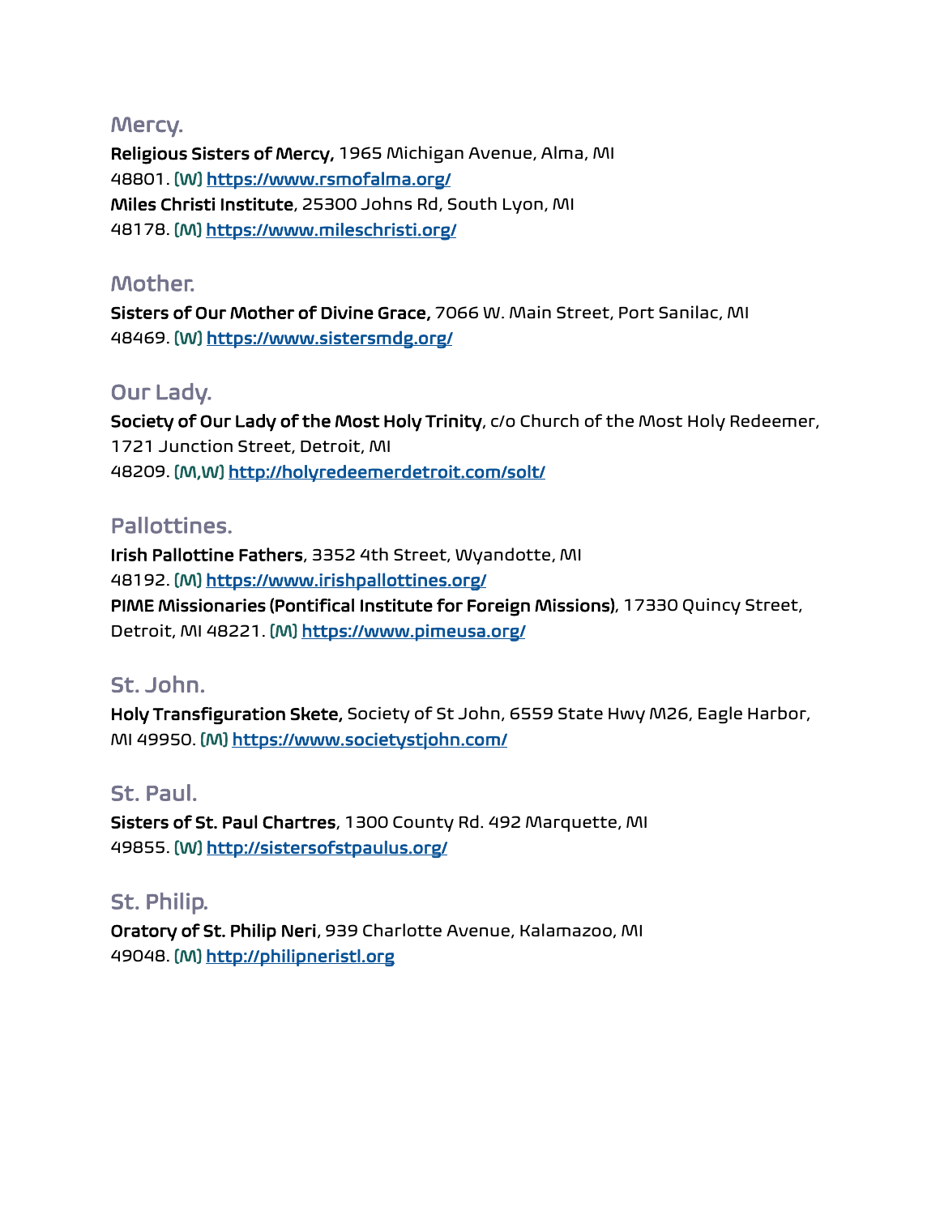## Mercy.

**Religious Sisters of Mercy,** 1965 Michigan Avenue, Alma, MI 48801. **(W)** **https://www.rsmofalma.org/**

**Miles Christi Institute**, 25300 Johns Rd, South Lyon, MI 48178. **(M)** **https://www.mileschristi.org/**

## Mother.

**Sisters of Our Mother of Divine Grace,** 7066 W. Main Street, Port Sanilac, MI 48469. **(W)** **https://www.sistersmdg.org/**

## Our Lady.

**Society of Our Lady of the Most Holy Trinity**, c/o Church of the Most Holy Redeemer, 1721 Junction Street, Detroit, MI 48209. **(M,W)** **http://holyredeemerdetroit.com/solt/**

## Pallottines.

**Irish Pallottine Fathers**, 3352 4th Street, Wyandotte, MI 48192. **(M)** **https://www.irishpallottines.org/**

**PIME Missionaries (Pontifical Institute for Foreign Missions)**, 17330 Quincy Street, Detroit, MI 48221. **(M)** **https://www.pimeusa.org/**

## St. John.

**Holy Transfiguration Skete,** Society of St John, 6559 State Hwy M26, Eagle Harbor, MI 49950. **(M)** **https://www.societystjohn.com/**

## St. Paul.

**Sisters of St. Paul Chartres**, 1300 County Rd. 492 Marquette, MI 49855. **(W)** **http://sistersofstpaulus.org/**

## St. Philip.

**Oratory of St. Philip Neri**, 939 Charlotte Avenue, Kalamazoo, MI 49048. **(M)** **http://philipneristl.org**